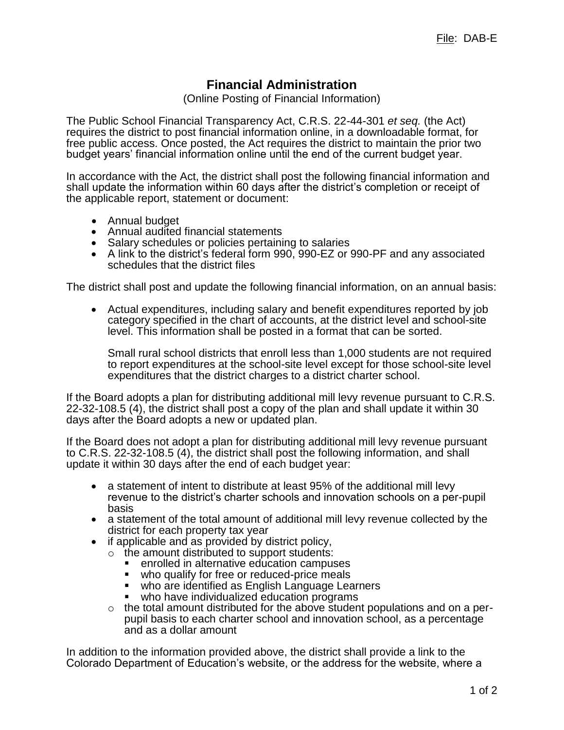File: DAB-E

# Financial Administration

(Online Posting of Financial Information)

The Public School Financial Transparency Act, C.R.S. 22-44-301 *et seq.* (the Act) requires the district to post financial information online, in a downloadable format, for free public access. Once posted, the Act requires the district to maintain the prior two budget years' financial information online until the end of the current budget year.

In accordance with the Act, the district shall post the following financial information and shall update the information within 60 days after the district's completion or receipt of the applicable report, statement or document:

- Annual budget
- Annual audited financial statements
- Salary schedules or policies pertaining to salaries
- A link to the district's federal form 990, 990-EZ or 990-PF and any associated schedules that the district files

The district shall post and update the following financial information, on an annual basis:

- Actual expenditures, including salary and benefit expenditures reported by job category specified in the chart of accounts, at the district level and school-site level. This information shall be posted in a format that can be sorted.

  Small rural school districts that enroll less than 1,000 students are not required to report expenditures at the school-site level except for those school-site level expenditures that the district charges to a district charter school.

If the Board adopts a plan for distributing additional mill levy revenue pursuant to C.R.S. 22-32-108.5 (4), the district shall post a copy of the plan and shall update it within 30 days after the Board adopts a new or updated plan.

If the Board does not adopt a plan for distributing additional mill levy revenue pursuant to C.R.S. 22-32-108.5 (4), the district shall post the following information, and shall update it within 30 days after the end of each budget year:

- a statement of intent to distribute at least 95% of the additional mill levy revenue to the district's charter schools and innovation schools on a per-pupil basis
- a statement of the total amount of additional mill levy revenue collected by the district for each property tax year
- if applicable and as provided by district policy,
  - the amount distributed to support students:
    - enrolled in alternative education campuses
    - who qualify for free or reduced-price meals
    - who are identified as English Language Learners
    - who have individualized education programs
  - the total amount distributed for the above student populations and on a per-pupil basis to each charter school and innovation school, as a percentage and as a dollar amount

In addition to the information provided above, the district shall provide a link to the Colorado Department of Education's website, or the address for the website, where a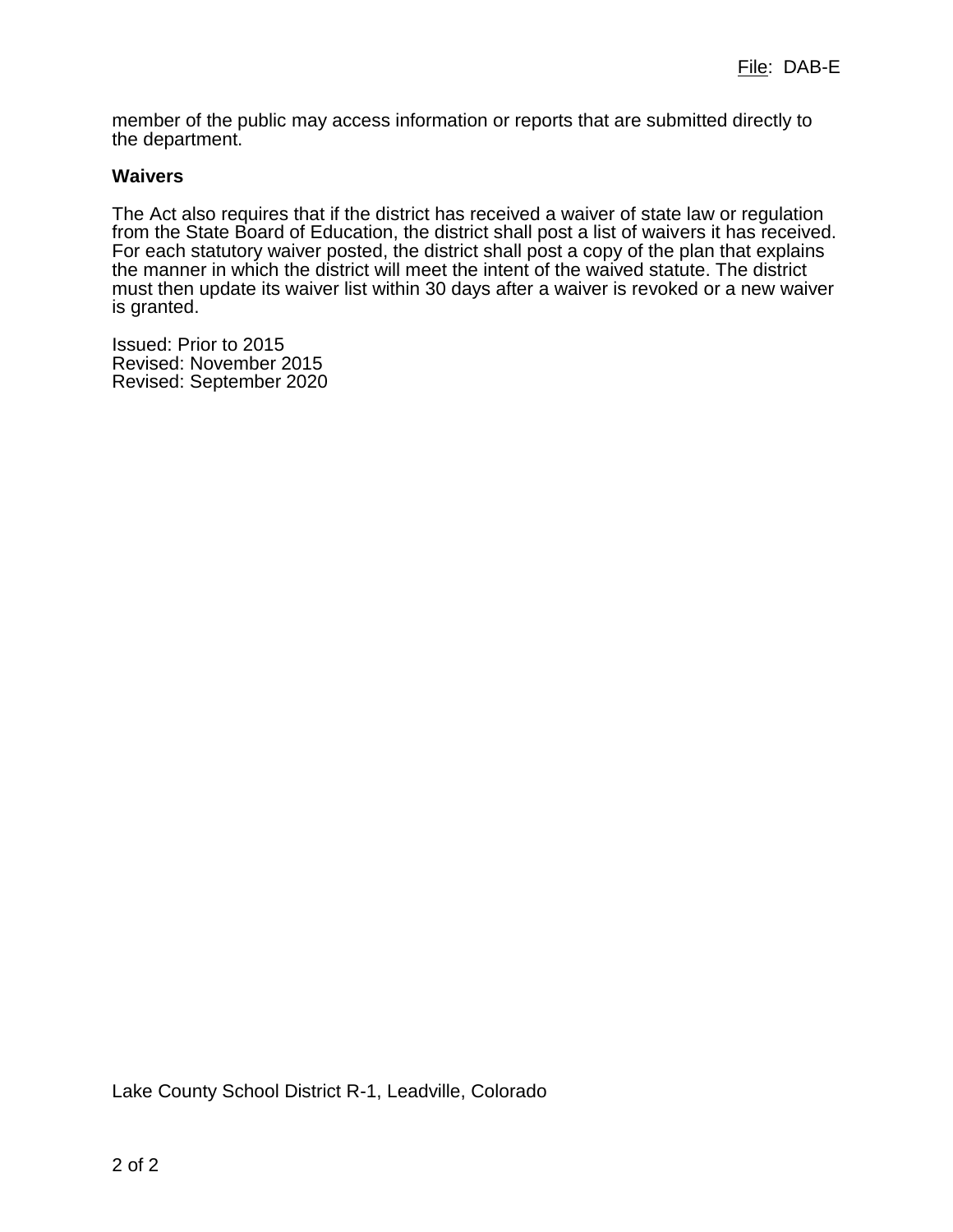member of the public may access information or reports that are submitted directly to the department.

**Waivers**

The Act also requires that if the district has received a waiver of state law or regulation from the State Board of Education, the district shall post a list of waivers it has received. For each statutory waiver posted, the district shall post a copy of the plan that explains the manner in which the district will meet the intent of the waived statute. The district must then update its waiver list within 30 days after a waiver is revoked or a new waiver is granted.

Issued: Prior to 2015
Revised: November 2015
Revised: September 2020